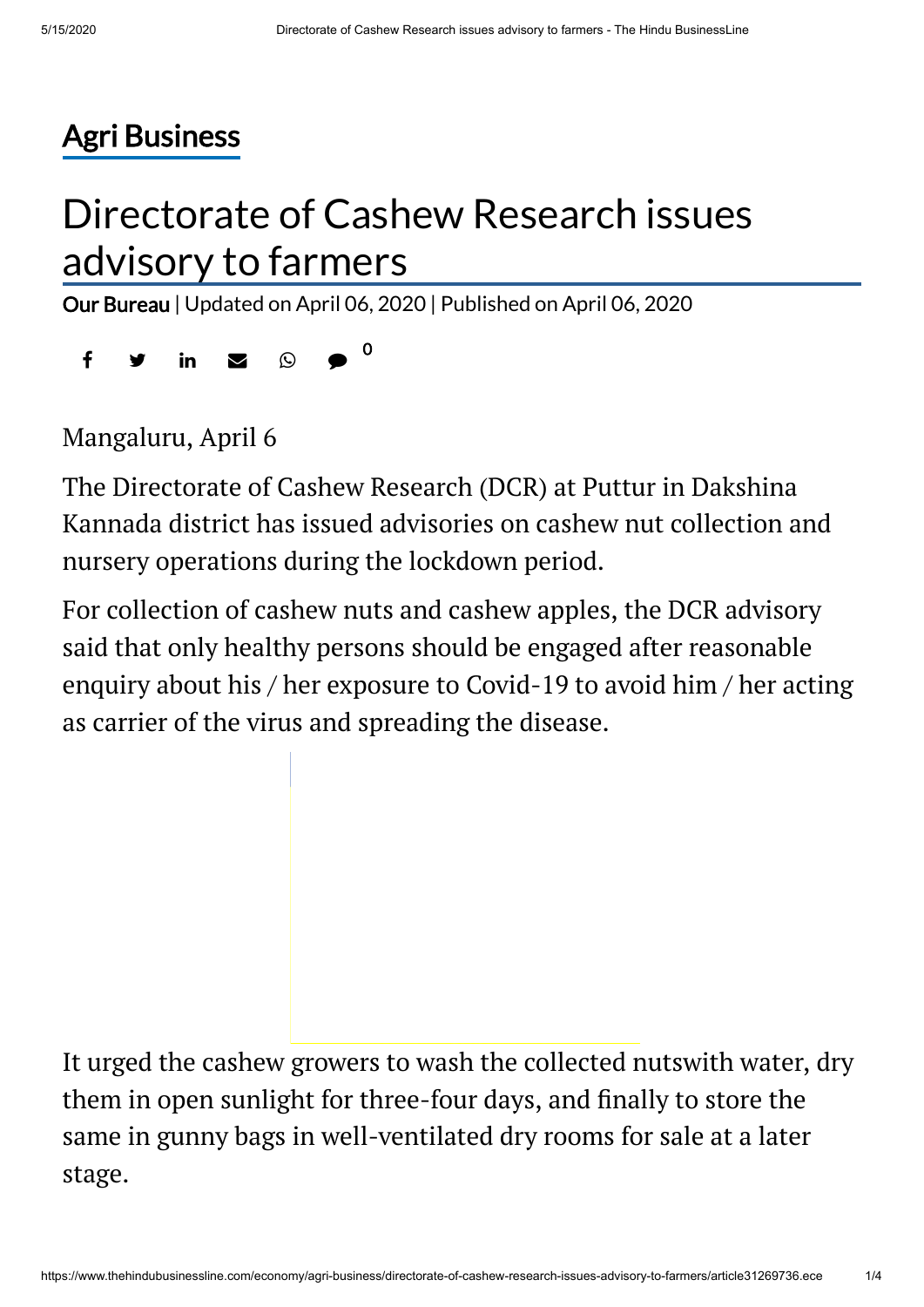Agri Business

# Directorate of Cashew Research issues advisory to farmers

Our Bureau | Updated on April 06, 2020 | Published on April 06, 2020

Mangaluru, April 6

The Directorate of Cashew Research (DCR) at Puttur in Dakshina Kannada district has issued advisories on cashew nut collection and nursery operations during the lockdown period.

For collection of cashew nuts and cashew apples, the DCR advisory said that only healthy persons should be engaged after reasonable enquiry about his / her exposure to Covid-19 to avoid him / her acting as carrier of the virus and spreading the disease.

It urged the cashew growers to wash the collected nutswith water, dry them in open sunlight for three-four days, and finally to store the same in gunny bags in well-ventilated dry rooms for sale at a later stage.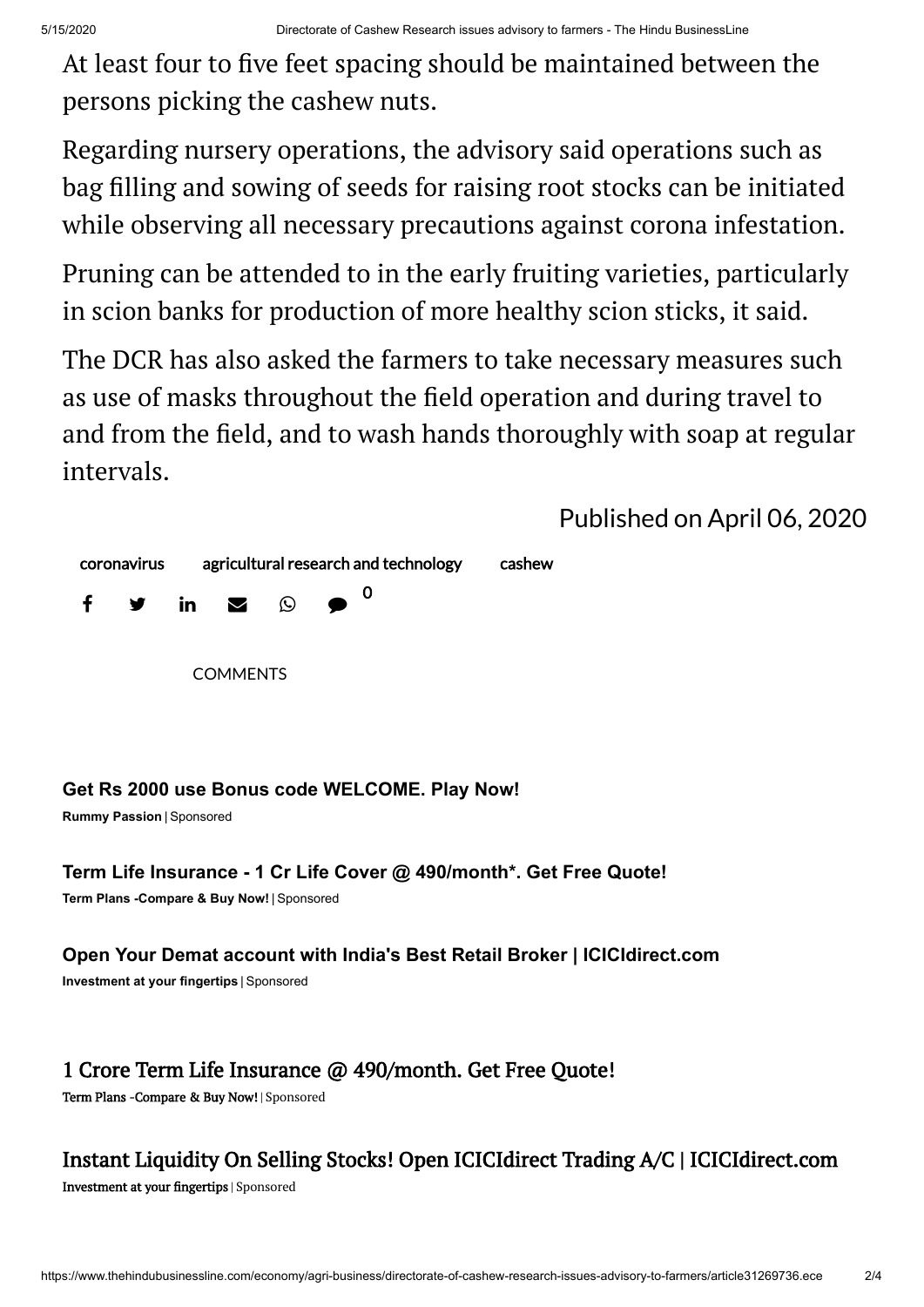At least four to five feet spacing should be maintained between the persons picking the cashew nuts.

Regarding nursery operations, the advisory said operations such as bag filling and sowing of seeds for raising root stocks can be initiated while observing all necessary precautions against corona infestation.

Pruning can be attended to in the early fruiting varieties, particularly in scion banks for production of more healthy scion sticks, it said.

The DCR has also asked the farmers to take necessary measures such as use of masks throughout the field operation and during travel to and from the field, and to wash hands thoroughly with soap at regular intervals.

Published on April 06, 2020

coronavirus agricultural research and technology cashew

0

COMMENTS

**Get Rs 2000 use Bonus code WELCOME. Play Now!**
**Rummy Passion** | Sponsored

**Term Life Insurance - 1 Cr Life Cover @ 490/month\*. Get Free Quote!**
**Term Plans -Compare & Buy Now!** | Sponsored

**Open Your Demat account with India's Best Retail Broker | ICICIdirect.com**
**Investment at your fingertips** | Sponsored

1 Crore Term Life Insurance @ 490/month. Get Free Quote!
Term Plans -Compare & Buy Now! | Sponsored

Instant Liquidity On Selling Stocks! Open ICICIdirect Trading A/C | ICICIdirect.com
Investment at your fingertips | Sponsored